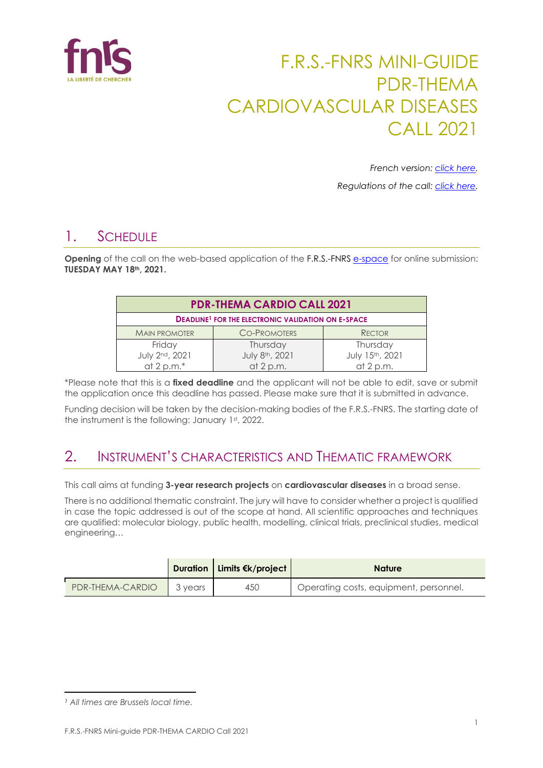# F.R.S.-FNRS MINI-GUIDE PDR-THEMA CARDIOVASCULAR DISEASES CALL 2021

*French version: [click here](#).*

*Regulations of the call: [click here](#).*

## 1. Schedule

**Opening** of the call on the web-based application of the F.R.S.-FNRS [e-space](#) for online submission: **TUESDAY MAY 18th, 2021.**

| PDR-THEMA CARDIO CALL 2021 | | |
|---|---|---|
| **Deadline[1] for the electronic validation on e-space** | | |
| Main promoter | Co-promoters | Rector |
| Friday July 2nd, 2021 at 2 p.m.* | Thursday July 8th, 2021 at 2 p.m. | Thursday July 15th, 2021 at 2 p.m. |

*Please note that this is a **fixed deadline** and the applicant will not be able to edit, save or submit the application once this deadline has passed. Please make sure that it is submitted in advance.

Funding decision will be taken by the decision-making bodies of the F.R.S.-FNRS. The starting date of the instrument is the following: January 1st, 2022.

## 2. Instrument's characteristics and Thematic framework

This call aims at funding **3-year research projects** on **cardiovascular diseases** in a broad sense.

There is no additional thematic constraint. The jury will have to consider whether a project is qualified in case the topic addressed is out of the scope at hand. All scientific approaches and techniques are qualified: molecular biology, public health, modelling, clinical trials, preclinical studies, medical engineering…

| | Duration | Limits €k/project | Nature |
|---|---|---|---|
| PDR-THEMA-CARDIO | 3 years | 450 | Operating costs, equipment, personnel. |

[1] *All times are Brussels local time.*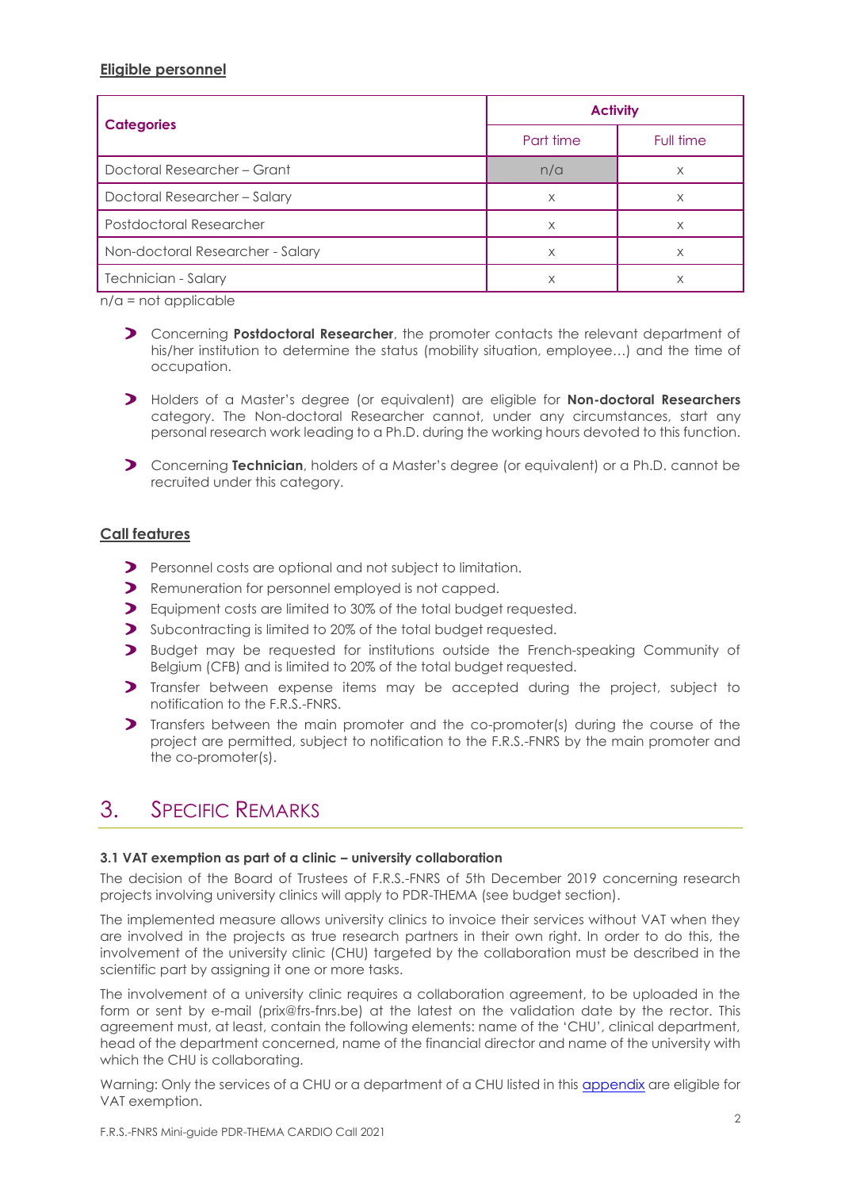**Eligible personnel**

| Categories | Activity | |
|---|---|---|
| | Part time | Full time |
| Doctoral Researcher – Grant | n/a | x |
| Doctoral Researcher – Salary | x | x |
| Postdoctoral Researcher | x | x |
| Non-doctoral Researcher - Salary | x | x |
| Technician - Salary | x | x |

n/a = not applicable

- Concerning **Postdoctoral Researcher**, the promoter contacts the relevant department of his/her institution to determine the status (mobility situation, employee…) and the time of occupation.
- Holders of a Master's degree (or equivalent) are eligible for **Non-doctoral Researchers** category. The Non-doctoral Researcher cannot, under any circumstances, start any personal research work leading to a Ph.D. during the working hours devoted to this function.
- Concerning **Technician**, holders of a Master's degree (or equivalent) or a Ph.D. cannot be recruited under this category.

**Call features**

- Personnel costs are optional and not subject to limitation.
- Remuneration for personnel employed is not capped.
- Equipment costs are limited to 30% of the total budget requested.
- Subcontracting is limited to 20% of the total budget requested.
- Budget may be requested for institutions outside the French-speaking Community of Belgium (CFB) and is limited to 20% of the total budget requested.
- Transfer between expense items may be accepted during the project, subject to notification to the F.R.S.-FNRS.
- Transfers between the main promoter and the co-promoter(s) during the course of the project are permitted, subject to notification to the F.R.S.-FNRS by the main promoter and the co-promoter(s).

# 3. Specific Remarks

#### 3.1 VAT exemption as part of a clinic – university collaboration

The decision of the Board of Trustees of F.R.S.-FNRS of 5th December 2019 concerning research projects involving university clinics will apply to PDR-THEMA (see budget section).

The implemented measure allows university clinics to invoice their services without VAT when they are involved in the projects as true research partners in their own right. In order to do this, the involvement of the university clinic (CHU) targeted by the collaboration must be described in the scientific part by assigning it one or more tasks.

The involvement of a university clinic requires a collaboration agreement, to be uploaded in the form or sent by e-mail (prix@frs-fnrs.be) at the latest on the validation date by the rector. This agreement must, at least, contain the following elements: name of the 'CHU', clinical department, head of the department concerned, name of the financial director and name of the university with which the CHU is collaborating.

Warning: Only the services of a CHU or a department of a CHU listed in this appendix are eligible for VAT exemption.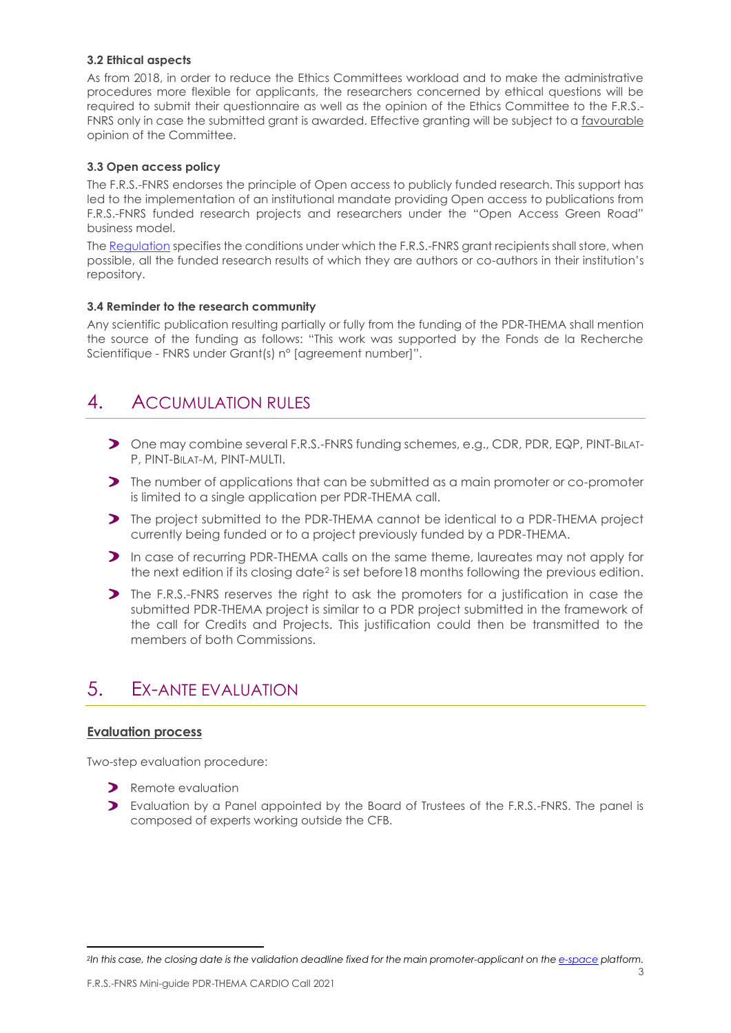### 3.2 Ethical aspects

As from 2018, in order to reduce the Ethics Committees workload and to make the administrative procedures more flexible for applicants, the researchers concerned by ethical questions will be required to submit their questionnaire as well as the opinion of the Ethics Committee to the F.R.S.-FNRS only in case the submitted grant is awarded. Effective granting will be subject to a favourable opinion of the Committee.

### 3.3 Open access policy

The F.R.S.-FNRS endorses the principle of Open access to publicly funded research. This support has led to the implementation of an institutional mandate providing Open access to publications from F.R.S.-FNRS funded research projects and researchers under the "Open Access Green Road" business model.

The Regulation specifies the conditions under which the F.R.S.-FNRS grant recipients shall store, when possible, all the funded research results of which they are authors or co-authors in their institution's repository.

### 3.4 Reminder to the research community

Any scientific publication resulting partially or fully from the funding of the PDR-THEMA shall mention the source of the funding as follows: "This work was supported by the Fonds de la Recherche Scientifique - FNRS under Grant(s) n° [agreement number]".

## 4. Accumulation rules

- One may combine several F.R.S.-FNRS funding schemes, e.g., CDR, PDR, EQP, PINT-BILAT-P, PINT-BILAT-M, PINT-MULTI.
- The number of applications that can be submitted as a main promoter or co-promoter is limited to a single application per PDR-THEMA call.
- The project submitted to the PDR-THEMA cannot be identical to a PDR-THEMA project currently being funded or to a project previously funded by a PDR-THEMA.
- In case of recurring PDR-THEMA calls on the same theme, laureates may not apply for the next edition if its closing date[2] is set before18 months following the previous edition.
- The F.R.S.-FNRS reserves the right to ask the promoters for a justification in case the submitted PDR-THEMA project is similar to a PDR project submitted in the framework of the call for Credits and Projects. This justification could then be transmitted to the members of both Commissions.

## 5. Ex-ante evaluation

**Evaluation process**

Two-step evaluation procedure:

- Remote evaluation
- Evaluation by a Panel appointed by the Board of Trustees of the F.R.S.-FNRS. The panel is composed of experts working outside the CFB.

[2] *In this case, the closing date is the validation deadline fixed for the main promoter-applicant on the e-space platform.*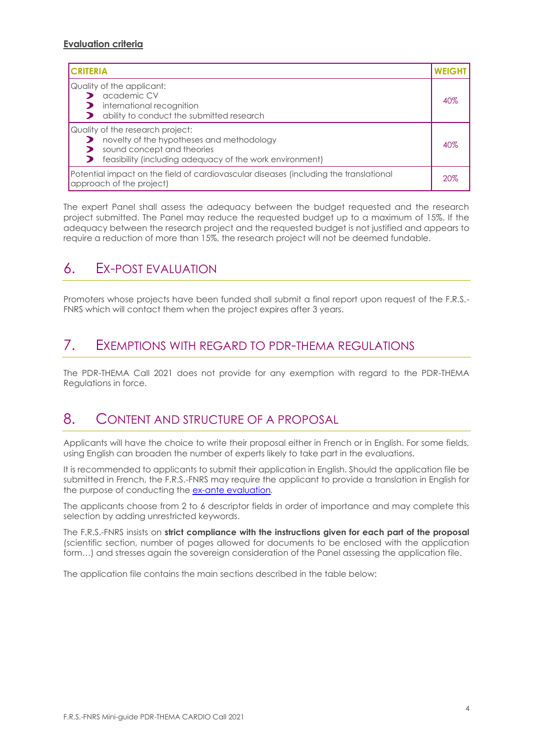**Evaluation criteria**

| CRITERIA | WEIGHT |
|---|---|
| Quality of the applicant:<br>- academic CV<br>- international recognition<br>- ability to conduct the submitted research | 40% |
| Quality of the research project:<br>- novelty of the hypotheses and methodology<br>- sound concept and theories<br>- feasibility (including adequacy of the work environment) | 40% |
| Potential impact on the field of cardiovascular diseases (including the translational approach of the project) | 20% |

The expert Panel shall assess the adequacy between the budget requested and the research project submitted. The Panel may reduce the requested budget up to a maximum of 15%. If the adequacy between the research project and the requested budget is not justified and appears to require a reduction of more than 15%, the research project will not be deemed fundable.

## 6. Ex-post evaluation

Promoters whose projects have been funded shall submit a final report upon request of the F.R.S.-FNRS which will contact them when the project expires after 3 years.

## 7. Exemptions with regard to PDR-THEMA regulations

The PDR-THEMA Call 2021 does not provide for any exemption with regard to the PDR-THEMA Regulations in force.

## 8. Content and structure of a proposal

Applicants will have the choice to write their proposal either in French or in English. For some fields, using English can broaden the number of experts likely to take part in the evaluations.

It is recommended to applicants to submit their application in English. Should the application file be submitted in French, the F.R.S.-FNRS may require the applicant to provide a translation in English for the purpose of conducting the ex-ante evaluation.

The applicants choose from 2 to 6 descriptor fields in order of importance and may complete this selection by adding unrestricted keywords.

The F.R.S.-FNRS insists on **strict compliance with the instructions given for each part of the proposal** (scientific section, number of pages allowed for documents to be enclosed with the application form…) and stresses again the sovereign consideration of the Panel assessing the application file.

The application file contains the main sections described in the table below: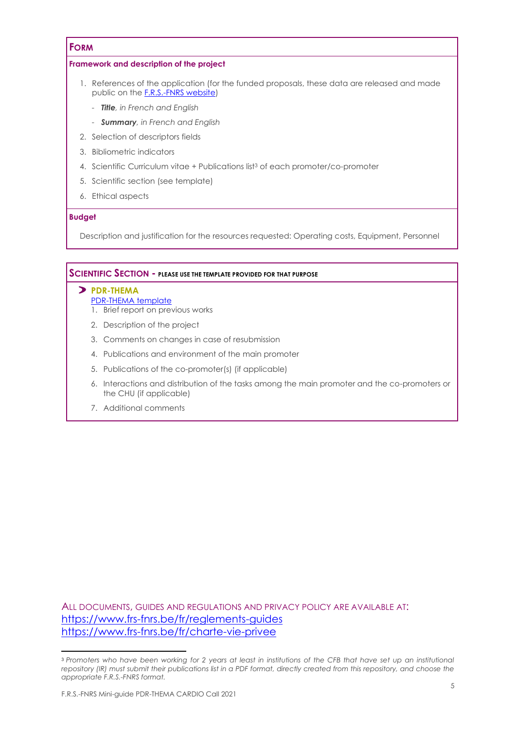## FORM

**Framework and description of the project**

1. References of the application (for the funded proposals, these data are released and made public on the [F.R.S.-FNRS website](https://www.frs-fnrs.be))
   - ***Title****, in French and English*
   - ***Summary****, in French and English*
2. Selection of descriptors fields
3. Bibliometric indicators
4. Scientific Curriculum vitae + Publications list[3] of each promoter/co-promoter
5. Scientific section (see template)
6. Ethical aspects

**Budget**

Description and justification for the resources requested: Operating costs, Equipment, Personnel

## SCIENTIFIC SECTION - PLEASE USE THE TEMPLATE PROVIDED FOR THAT PURPOSE

**PDR-THEMA**

PDR-THEMA template

1. Brief report on previous works
2. Description of the project
3. Comments on changes in case of resubmission
4. Publications and environment of the main promoter
5. Publications of the co-promoter(s) (if applicable)
6. Interactions and distribution of the tasks among the main promoter and the co-promoters or the CHU (if applicable)
7. Additional comments

ALL DOCUMENTS, GUIDES AND REGULATIONS AND PRIVACY POLICY ARE AVAILABLE AT:
https://www.frs-fnrs.be/fr/reglements-guides
https://www.frs-fnrs.be/fr/charte-vie-privee

[3] *Promoters who have been working for 2 years at least in institutions of the CFB that have set up an institutional repository (IR) must submit their publications list in a PDF format, directly created from this repository, and choose the appropriate F.R.S.-FNRS format.*